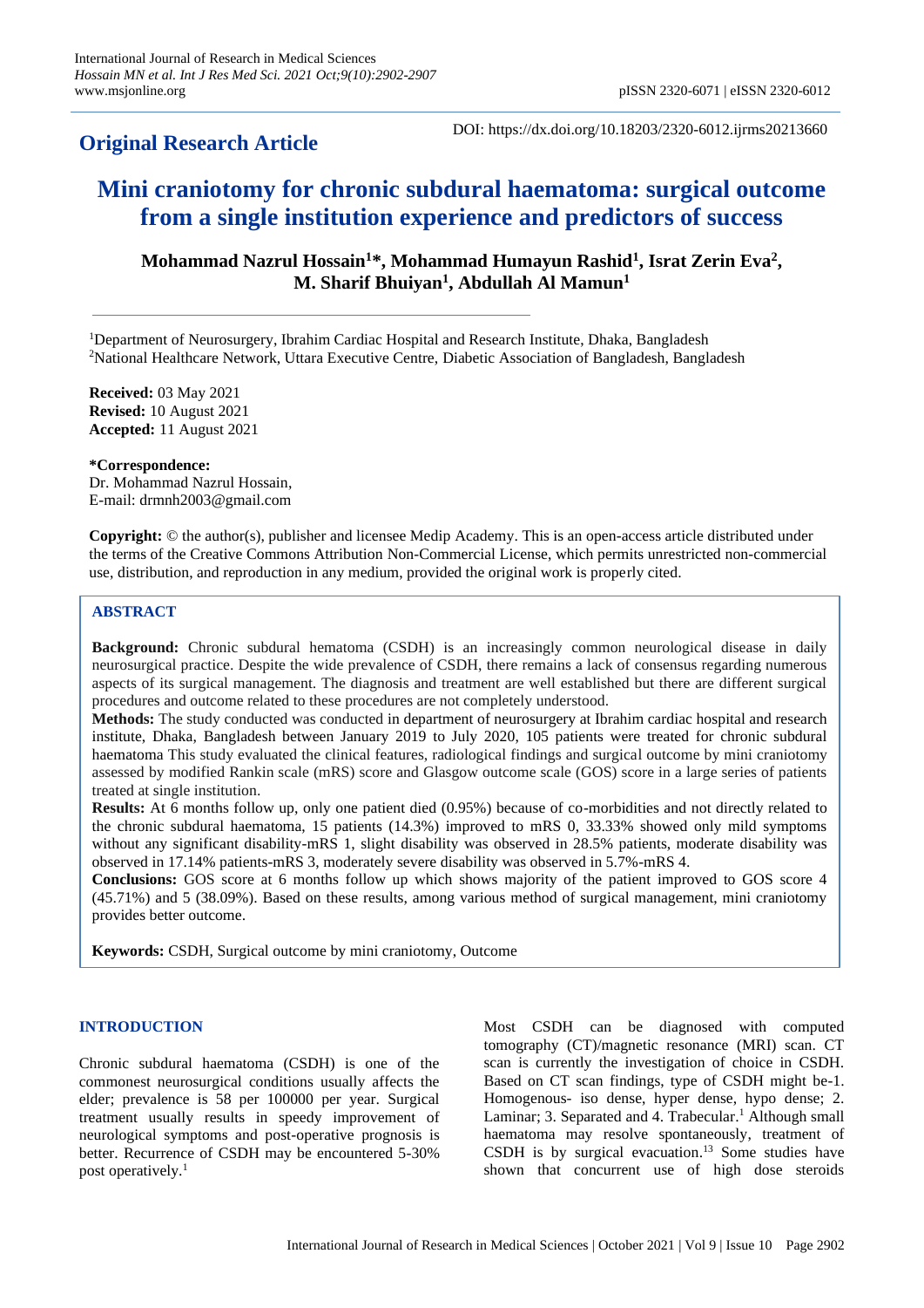**Original Research Article**

DOI: https://dx.doi.org/10.18203/2320-6012.ijrms20213660

# Mini craniotomy for chronic subdural haematoma: surgical outcome from a single institution experience and predictors of success

**Mohammad Nazrul Hossain[1]\*, Mohammad Humayun Rashid[1], Israt Zerin Eva[2], M. Sharif Bhuiyan[1], Abdullah Al Mamun[1]**

[1]Department of Neurosurgery, Ibrahim Cardiac Hospital and Research Institute, Dhaka, Bangladesh
[2]National Healthcare Network, Uttara Executive Centre, Diabetic Association of Bangladesh, Bangladesh

**Received:** 03 May 2021
**Revised:** 10 August 2021
**Accepted:** 11 August 2021

**\*Correspondence:**
Dr. Mohammad Nazrul Hossain,
E-mail: drmnh2003@gmail.com

**Copyright:** © the author(s), publisher and licensee Medip Academy. This is an open-access article distributed under the terms of the Creative Commons Attribution Non-Commercial License, which permits unrestricted non-commercial use, distribution, and reproduction in any medium, provided the original work is properly cited.

## ABSTRACT

**Background:** Chronic subdural hematoma (CSDH) is an increasingly common neurological disease in daily neurosurgical practice. Despite the wide prevalence of CSDH, there remains a lack of consensus regarding numerous aspects of its surgical management. The diagnosis and treatment are well established but there are different surgical procedures and outcome related to these procedures are not completely understood.

**Methods:** The study conducted was conducted in department of neurosurgery at Ibrahim cardiac hospital and research institute, Dhaka, Bangladesh between January 2019 to July 2020, 105 patients were treated for chronic subdural haematoma This study evaluated the clinical features, radiological findings and surgical outcome by mini craniotomy assessed by modified Rankin scale (mRS) score and Glasgow outcome scale (GOS) score in a large series of patients treated at single institution.

**Results:** At 6 months follow up, only one patient died (0.95%) because of co-morbidities and not directly related to the chronic subdural haematoma, 15 patients (14.3%) improved to mRS 0, 33.33% showed only mild symptoms without any significant disability-mRS 1, slight disability was observed in 28.5% patients, moderate disability was observed in 17.14% patients-mRS 3, moderately severe disability was observed in 5.7%-mRS 4.

**Conclusions:** GOS score at 6 months follow up which shows majority of the patient improved to GOS score 4 (45.71%) and 5 (38.09%). Based on these results, among various method of surgical management, mini craniotomy provides better outcome.

**Keywords:** CSDH, Surgical outcome by mini craniotomy, Outcome

## INTRODUCTION

Chronic subdural haematoma (CSDH) is one of the commonest neurosurgical conditions usually affects the elder; prevalence is 58 per 100000 per year. Surgical treatment usually results in speedy improvement of neurological symptoms and post-operative prognosis is better. Recurrence of CSDH may be encountered 5-30% post operatively.[1]

Most CSDH can be diagnosed with computed tomography (CT)/magnetic resonance (MRI) scan. CT scan is currently the investigation of choice in CSDH. Based on CT scan findings, type of CSDH might be-1. Homogenous- iso dense, hyper dense, hypo dense; 2. Laminar; 3. Separated and 4. Trabecular.[1] Although small haematoma may resolve spontaneously, treatment of CSDH is by surgical evacuation.[13] Some studies have shown that concurrent use of high dose steroids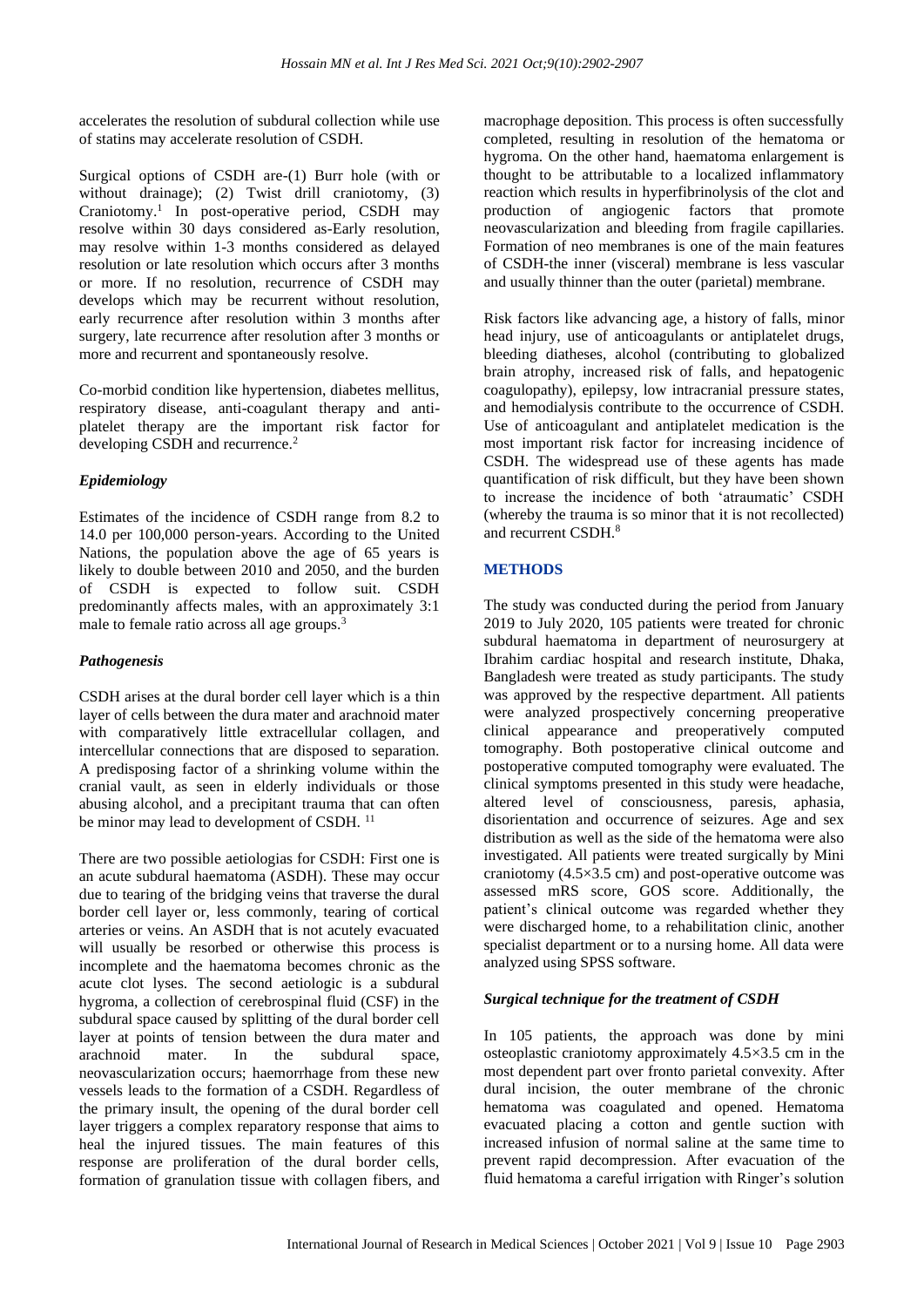accelerates the resolution of subdural collection while use of statins may accelerate resolution of CSDH.

Surgical options of CSDH are-(1) Burr hole (with or without drainage); (2) Twist drill craniotomy, (3) Craniotomy.[1] In post-operative period, CSDH may resolve within 30 days considered as-Early resolution, may resolve within 1-3 months considered as delayed resolution or late resolution which occurs after 3 months or more. If no resolution, recurrence of CSDH may develops which may be recurrent without resolution, early recurrence after resolution within 3 months after surgery, late recurrence after resolution after 3 months or more and recurrent and spontaneously resolve.

Co-morbid condition like hypertension, diabetes mellitus, respiratory disease, anti-coagulant therapy and anti-platelet therapy are the important risk factor for developing CSDH and recurrence.[2]

### *Epidemiology*

Estimates of the incidence of CSDH range from 8.2 to 14.0 per 100,000 person-years. According to the United Nations, the population above the age of 65 years is likely to double between 2010 and 2050, and the burden of CSDH is expected to follow suit. CSDH predominantly affects males, with an approximately 3:1 male to female ratio across all age groups.[3]

### *Pathogenesis*

CSDH arises at the dural border cell layer which is a thin layer of cells between the dura mater and arachnoid mater with comparatively little extracellular collagen, and intercellular connections that are disposed to separation. A predisposing factor of a shrinking volume within the cranial vault, as seen in elderly individuals or those abusing alcohol, and a precipitant trauma that can often be minor may lead to development of CSDH. [11]

There are two possible aetiologias for CSDH: First one is an acute subdural haematoma (ASDH). These may occur due to tearing of the bridging veins that traverse the dural border cell layer or, less commonly, tearing of cortical arteries or veins. An ASDH that is not acutely evacuated will usually be resorbed or otherwise this process is incomplete and the haematoma becomes chronic as the acute clot lyses. The second aetiologic is a subdural hygroma, a collection of cerebrospinal fluid (CSF) in the subdural space caused by splitting of the dural border cell layer at points of tension between the dura mater and arachnoid mater. In the subdural space, neovascularization occurs; haemorrhage from these new vessels leads to the formation of a CSDH. Regardless of the primary insult, the opening of the dural border cell layer triggers a complex reparatory response that aims to heal the injured tissues. The main features of this response are proliferation of the dural border cells, formation of granulation tissue with collagen fibers, and macrophage deposition. This process is often successfully completed, resulting in resolution of the hematoma or hygroma. On the other hand, haematoma enlargement is thought to be attributable to a localized inflammatory reaction which results in hyperfibrinolysis of the clot and production of angiogenic factors that promote neovascularization and bleeding from fragile capillaries. Formation of neo membranes is one of the main features of CSDH-the inner (visceral) membrane is less vascular and usually thinner than the outer (parietal) membrane.

Risk factors like advancing age, a history of falls, minor head injury, use of anticoagulants or antiplatelet drugs, bleeding diatheses, alcohol (contributing to globalized brain atrophy, increased risk of falls, and hepatogenic coagulopathy), epilepsy, low intracranial pressure states, and hemodialysis contribute to the occurrence of CSDH. Use of anticoagulant and antiplatelet medication is the most important risk factor for increasing incidence of CSDH. The widespread use of these agents has made quantification of risk difficult, but they have been shown to increase the incidence of both 'atraumatic' CSDH (whereby the trauma is so minor that it is not recollected) and recurrent CSDH.[8]

## METHODS

The study was conducted during the period from January 2019 to July 2020, 105 patients were treated for chronic subdural haematoma in department of neurosurgery at Ibrahim cardiac hospital and research institute, Dhaka, Bangladesh were treated as study participants. The study was approved by the respective department. All patients were analyzed prospectively concerning preoperative clinical appearance and preoperatively computed tomography. Both postoperative clinical outcome and postoperative computed tomography were evaluated. The clinical symptoms presented in this study were headache, altered level of consciousness, paresis, aphasia, disorientation and occurrence of seizures. Age and sex distribution as well as the side of the hematoma were also investigated. All patients were treated surgically by Mini craniotomy (4.5×3.5 cm) and post-operative outcome was assessed mRS score, GOS score. Additionally, the patient's clinical outcome was regarded whether they were discharged home, to a rehabilitation clinic, another specialist department or to a nursing home. All data were analyzed using SPSS software.

### *Surgical technique for the treatment of CSDH*

In 105 patients, the approach was done by mini osteoplastic craniotomy approximately 4.5×3.5 cm in the most dependent part over fronto parietal convexity. After dural incision, the outer membrane of the chronic hematoma was coagulated and opened. Hematoma evacuated placing a cotton and gentle suction with increased infusion of normal saline at the same time to prevent rapid decompression. After evacuation of the fluid hematoma a careful irrigation with Ringer's solution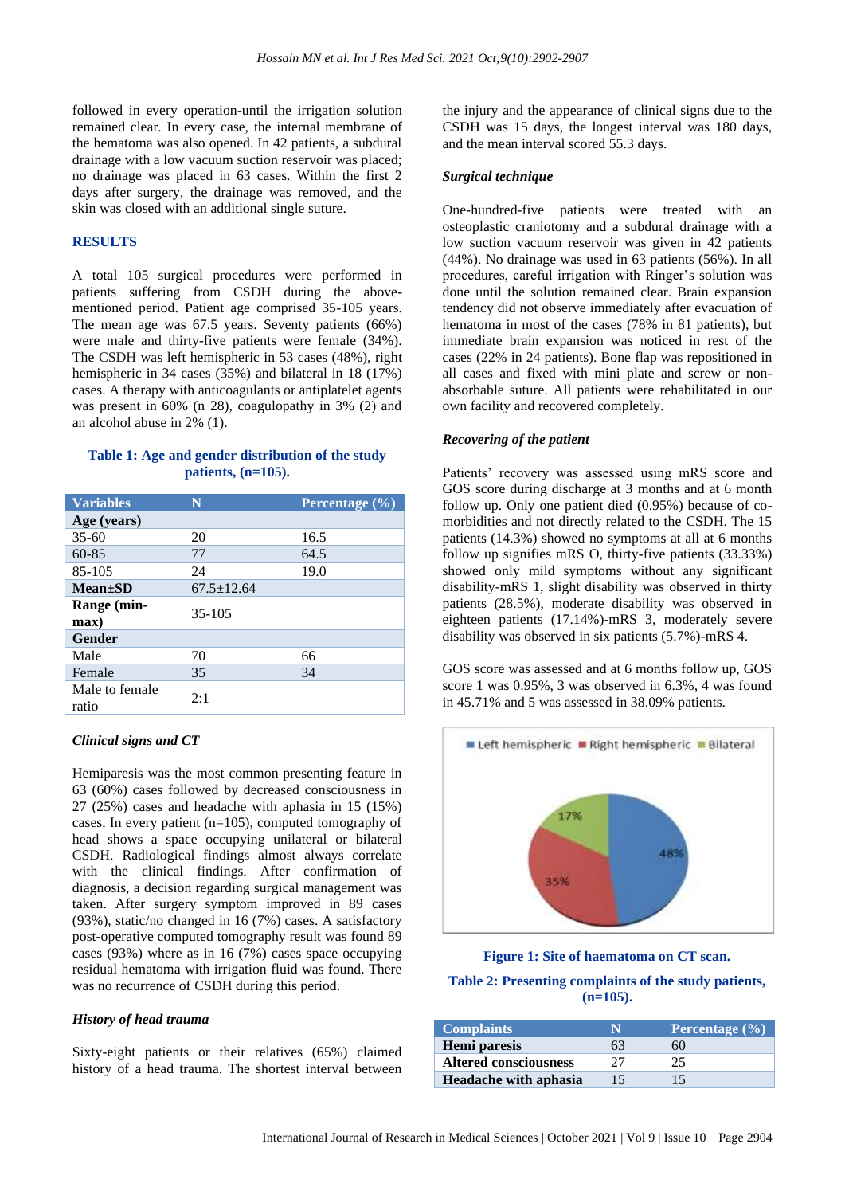followed in every operation-until the irrigation solution remained clear. In every case, the internal membrane of the hematoma was also opened. In 42 patients, a subdural drainage with a low vacuum suction reservoir was placed; no drainage was placed in 63 cases. Within the first 2 days after surgery, the drainage was removed, and the skin was closed with an additional single suture.

## RESULTS

A total 105 surgical procedures were performed in patients suffering from CSDH during the above-mentioned period. Patient age comprised 35-105 years. The mean age was 67.5 years. Seventy patients (66%) were male and thirty-five patients were female (34%). The CSDH was left hemispheric in 53 cases (48%), right hemispheric in 34 cases (35%) and bilateral in 18 (17%) cases. A therapy with anticoagulants or antiplatelet agents was present in 60% (n 28), coagulopathy in 3% (2) and an alcohol abuse in 2% (1).

**Table 1: Age and gender distribution of the study patients, (n=105).**

| Variables | N | Percentage (%) |
|---|---|---|
| **Age (years)** | | |
| 35-60 | 20 | 16.5 |
| 60-85 | 77 | 64.5 |
| 85-105 | 24 | 19.0 |
| **Mean±SD** | 67.5±12.64 | |
| **Range (min-max)** | 35-105 | |
| **Gender** | | |
| Male | 70 | 66 |
| Female | 35 | 34 |
| Male to female ratio | 2:1 | |

### *Clinical signs and CT*

Hemiparesis was the most common presenting feature in 63 (60%) cases followed by decreased consciousness in 27 (25%) cases and headache with aphasia in 15 (15%) cases. In every patient (n=105), computed tomography of head shows a space occupying unilateral or bilateral CSDH. Radiological findings almost always correlate with the clinical findings. After confirmation of diagnosis, a decision regarding surgical management was taken. After surgery symptom improved in 89 cases (93%), static/no changed in 16 (7%) cases. A satisfactory post-operative computed tomography result was found 89 cases (93%) where as in 16 (7%) cases space occupying residual hematoma with irrigation fluid was found. There was no recurrence of CSDH during this period.

### *History of head trauma*

Sixty-eight patients or their relatives (65%) claimed history of a head trauma. The shortest interval between the injury and the appearance of clinical signs due to the CSDH was 15 days, the longest interval was 180 days, and the mean interval scored 55.3 days.

### *Surgical technique*

One-hundred-five patients were treated with an osteoplastic craniotomy and a subdural drainage with a low suction vacuum reservoir was given in 42 patients (44%). No drainage was used in 63 patients (56%). In all procedures, careful irrigation with Ringer's solution was done until the solution remained clear. Brain expansion tendency did not observe immediately after evacuation of hematoma in most of the cases (78% in 81 patients), but immediate brain expansion was noticed in rest of the cases (22% in 24 patients). Bone flap was repositioned in all cases and fixed with mini plate and screw or non-absorbable suture. All patients were rehabilitated in our own facility and recovered completely.

### *Recovering of the patient*

Patients' recovery was assessed using mRS score and GOS score during discharge at 3 months and at 6 month follow up. Only one patient died (0.95%) because of co-morbidities and not directly related to the CSDH. The 15 patients (14.3%) showed no symptoms at all at 6 months follow up signifies mRS O, thirty-five patients (33.33%) showed only mild symptoms without any significant disability-mRS 1, slight disability was observed in thirty patients (28.5%), moderate disability was observed in eighteen patients (17.14%)-mRS 3, moderately severe disability was observed in six patients (5.7%)-mRS 4.

GOS score was assessed and at 6 months follow up, GOS score 1 was 0.95%, 3 was observed in 6.3%, 4 was found in 45.71% and 5 was assessed in 38.09% patients.

**Figure 1: Site of haematoma on CT scan.**

**Table 2: Presenting complaints of the study patients, (n=105).**

| Complaints | N | Percentage (%) |
|---|---|---|
| **Hemi paresis** | 63 | 60 |
| **Altered consciousness** | 27 | 25 |
| **Headache with aphasia** | 15 | 15 |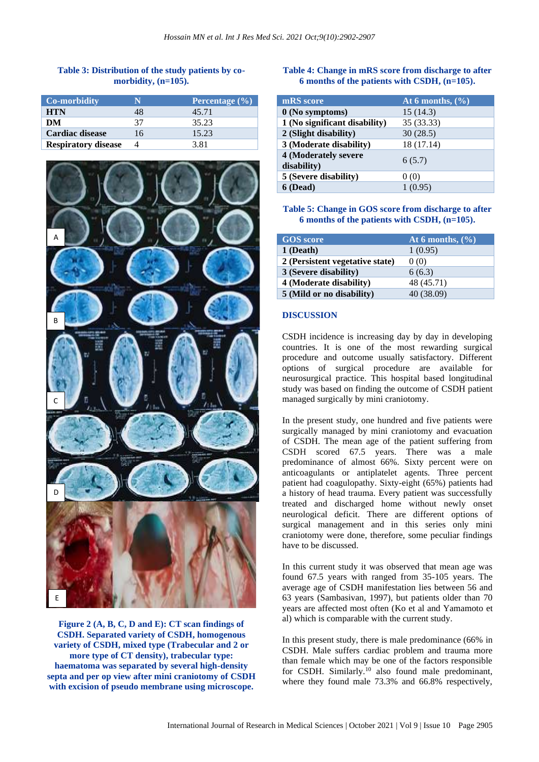**Table 3: Distribution of the study patients by co-morbidity, (n=105).**

| Co-morbidity | N | Percentage (%) |
|---|---|---|
| HTN | 48 | 45.71 |
| DM | 37 | 35.23 |
| Cardiac disease | 16 | 15.23 |
| Respiratory disease | 4 | 3.81 |

**Figure 2 (A, B, C, D and E): CT scan findings of CSDH. Separated variety of CSDH, homogenous variety of CSDH, mixed type (Trabecular and 2 or more type of CT density), trabecular type: haematoma was separated by several high-density septa and per op view after mini craniotomy of CSDH with excision of pseudo membrane using microscope.**

**Table 4: Change in mRS score from discharge to after 6 months of the patients with CSDH, (n=105).**

| mRS score | At 6 months, (%) |
|---|---|
| 0 (No symptoms) | 15 (14.3) |
| 1 (No significant disability) | 35 (33.33) |
| 2 (Slight disability) | 30 (28.5) |
| 3 (Moderate disability) | 18 (17.14) |
| 4 (Moderately severe disability) | 6 (5.7) |
| 5 (Severe disability) | 0 (0) |
| 6 (Dead) | 1 (0.95) |

**Table 5: Change in GOS score from discharge to after 6 months of the patients with CSDH, (n=105).**

| GOS score | At 6 months, (%) |
|---|---|
| 1 (Death) | 1 (0.95) |
| 2 (Persistent vegetative state) | 0 (0) |
| 3 (Severe disability) | 6 (6.3) |
| 4 (Moderate disability) | 48 (45.71) |
| 5 (Mild or no disability) | 40 (38.09) |

## DISCUSSION

CSDH incidence is increasing day by day in developing countries. It is one of the most rewarding surgical procedure and outcome usually satisfactory. Different options of surgical procedure are available for neurosurgical practice. This hospital based longitudinal study was based on finding the outcome of CSDH patient managed surgically by mini craniotomy.

In the present study, one hundred and five patients were surgically managed by mini craniotomy and evacuation of CSDH. The mean age of the patient suffering from CSDH scored 67.5 years. There was a male predominance of almost 66%. Sixty percent were on anticoagulants or antiplatelet agents. Three percent patient had coagulopathy. Sixty-eight (65%) patients had a history of head trauma. Every patient was successfully treated and discharged home without newly onset neurological deficit. There are different options of surgical management and in this series only mini craniotomy were done, therefore, some peculiar findings have to be discussed.

In this current study it was observed that mean age was found 67.5 years with ranged from 35-105 years. The average age of CSDH manifestation lies between 56 and 63 years (Sambasivan, 1997), but patients older than 70 years are affected most often (Ko et al and Yamamoto et al) which is comparable with the current study.

In this present study, there is male predominance (66% in CSDH. Male suffers cardiac problem and trauma more than female which may be one of the factors responsible for CSDH. Similarly.[10] also found male predominant, where they found male 73.3% and 66.8% respectively,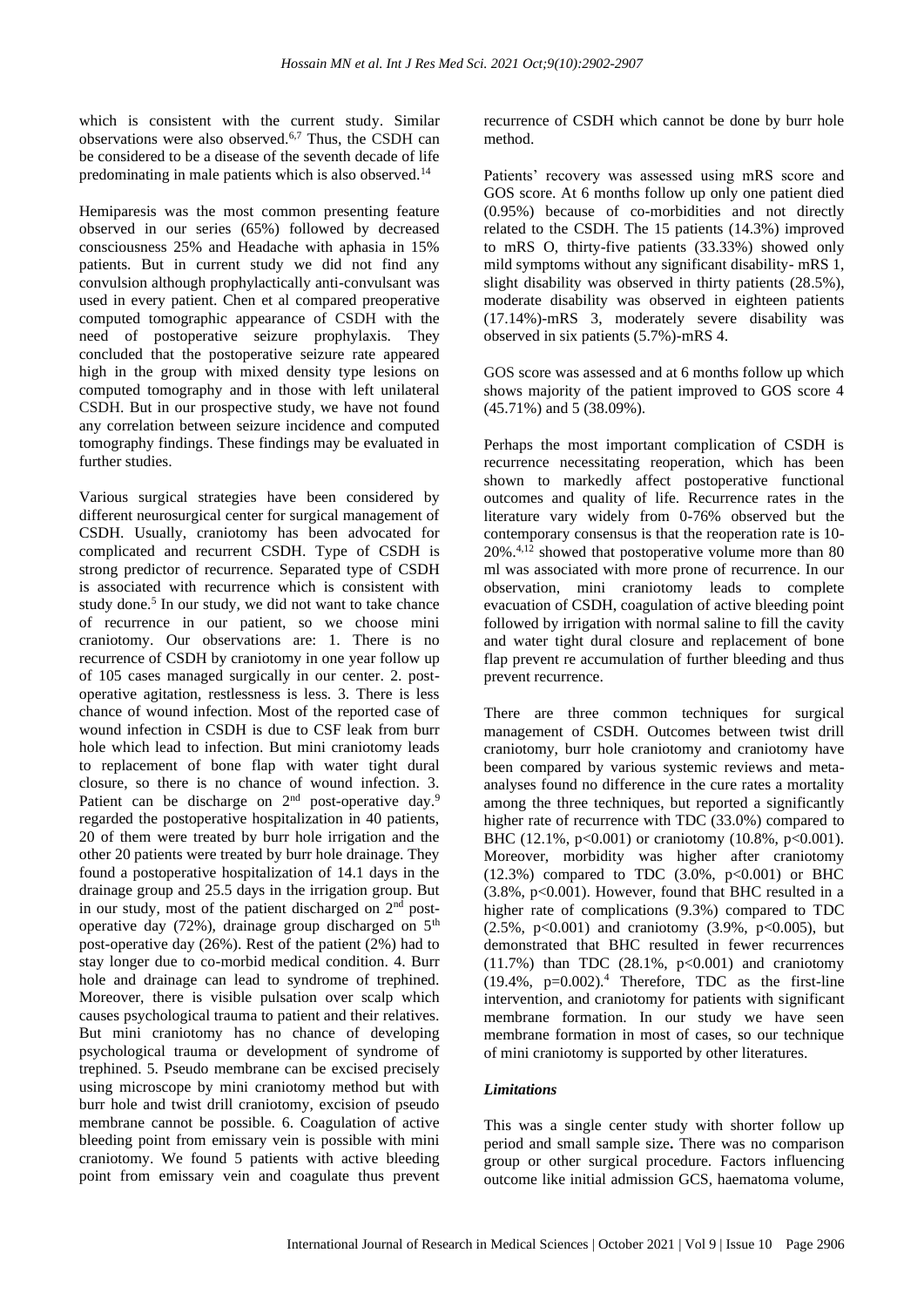which is consistent with the current study. Similar observations were also observed.[6,7] Thus, the CSDH can be considered to be a disease of the seventh decade of life predominating in male patients which is also observed.[14]

Hemiparesis was the most common presenting feature observed in our series (65%) followed by decreased consciousness 25% and Headache with aphasia in 15% patients. But in current study we did not find any convulsion although prophylactically anti-convulsant was used in every patient. Chen et al compared preoperative computed tomographic appearance of CSDH with the need of postoperative seizure prophylaxis. They concluded that the postoperative seizure rate appeared high in the group with mixed density type lesions on computed tomography and in those with left unilateral CSDH. But in our prospective study, we have not found any correlation between seizure incidence and computed tomography findings. These findings may be evaluated in further studies.

Various surgical strategies have been considered by different neurosurgical center for surgical management of CSDH. Usually, craniotomy has been advocated for complicated and recurrent CSDH. Type of CSDH is strong predictor of recurrence. Separated type of CSDH is associated with recurrence which is consistent with study done.[5] In our study, we did not want to take chance of recurrence in our patient, so we choose mini craniotomy. Our observations are: 1. There is no recurrence of CSDH by craniotomy in one year follow up of 105 cases managed surgically in our center. 2. post-operative agitation, restlessness is less. 3. There is less chance of wound infection. Most of the reported case of wound infection in CSDH is due to CSF leak from burr hole which lead to infection. But mini craniotomy leads to replacement of bone flap with water tight dural closure, so there is no chance of wound infection. 3. Patient can be discharge on 2nd post-operative day.[9] regarded the postoperative hospitalization in 40 patients, 20 of them were treated by burr hole irrigation and the other 20 patients were treated by burr hole drainage. They found a postoperative hospitalization of 14.1 days in the drainage group and 25.5 days in the irrigation group. But in our study, most of the patient discharged on 2nd post-operative day (72%), drainage group discharged on 5th post-operative day (26%). Rest of the patient (2%) had to stay longer due to co-morbid medical condition. 4. Burr hole and drainage can lead to syndrome of trephined. Moreover, there is visible pulsation over scalp which causes psychological trauma to patient and their relatives. But mini craniotomy has no chance of developing psychological trauma or development of syndrome of trephined. 5. Pseudo membrane can be excised precisely using microscope by mini craniotomy method but with burr hole and twist drill craniotomy, excision of pseudo membrane cannot be possible. 6. Coagulation of active bleeding point from emissary vein is possible with mini craniotomy. We found 5 patients with active bleeding point from emissary vein and coagulate thus prevent recurrence of CSDH which cannot be done by burr hole method.

Patients' recovery was assessed using mRS score and GOS score. At 6 months follow up only one patient died (0.95%) because of co-morbidities and not directly related to the CSDH. The 15 patients (14.3%) improved to mRS O, thirty-five patients (33.33%) showed only mild symptoms without any significant disability- mRS 1, slight disability was observed in thirty patients (28.5%), moderate disability was observed in eighteen patients (17.14%)-mRS 3, moderately severe disability was observed in six patients (5.7%)-mRS 4.

GOS score was assessed and at 6 months follow up which shows majority of the patient improved to GOS score 4 (45.71%) and 5 (38.09%).

Perhaps the most important complication of CSDH is recurrence necessitating reoperation, which has been shown to markedly affect postoperative functional outcomes and quality of life. Recurrence rates in the literature vary widely from 0-76% observed but the contemporary consensus is that the reoperation rate is 10-20%.[4,12] showed that postoperative volume more than 80 ml was associated with more prone of recurrence. In our observation, mini craniotomy leads to complete evacuation of CSDH, coagulation of active bleeding point followed by irrigation with normal saline to fill the cavity and water tight dural closure and replacement of bone flap prevent re accumulation of further bleeding and thus prevent recurrence.

There are three common techniques for surgical management of CSDH. Outcomes between twist drill craniotomy, burr hole craniotomy and craniotomy have been compared by various systemic reviews and meta-analyses found no difference in the cure rates a mortality among the three techniques, but reported a significantly higher rate of recurrence with TDC (33.0%) compared to BHC (12.1%, $p<0.001$) or craniotomy (10.8%, $p<0.001$). Moreover, morbidity was higher after craniotomy (12.3%) compared to TDC (3.0%, $p<0.001$) or BHC (3.8%, $p<0.001$). However, found that BHC resulted in a higher rate of complications (9.3%) compared to TDC (2.5%, $p<0.001$) and craniotomy (3.9%, $p<0.005$), but demonstrated that BHC resulted in fewer recurrences (11.7%) than TDC (28.1%, $p<0.001$) and craniotomy (19.4%, $p=0.002$).[4] Therefore, TDC as the first-line intervention, and craniotomy for patients with significant membrane formation. In our study we have seen membrane formation in most of cases, so our technique of mini craniotomy is supported by other literatures.

### *Limitations*

This was a single center study with shorter follow up period and small sample size**.** There was no comparison group or other surgical procedure. Factors influencing outcome like initial admission GCS, haematoma volume,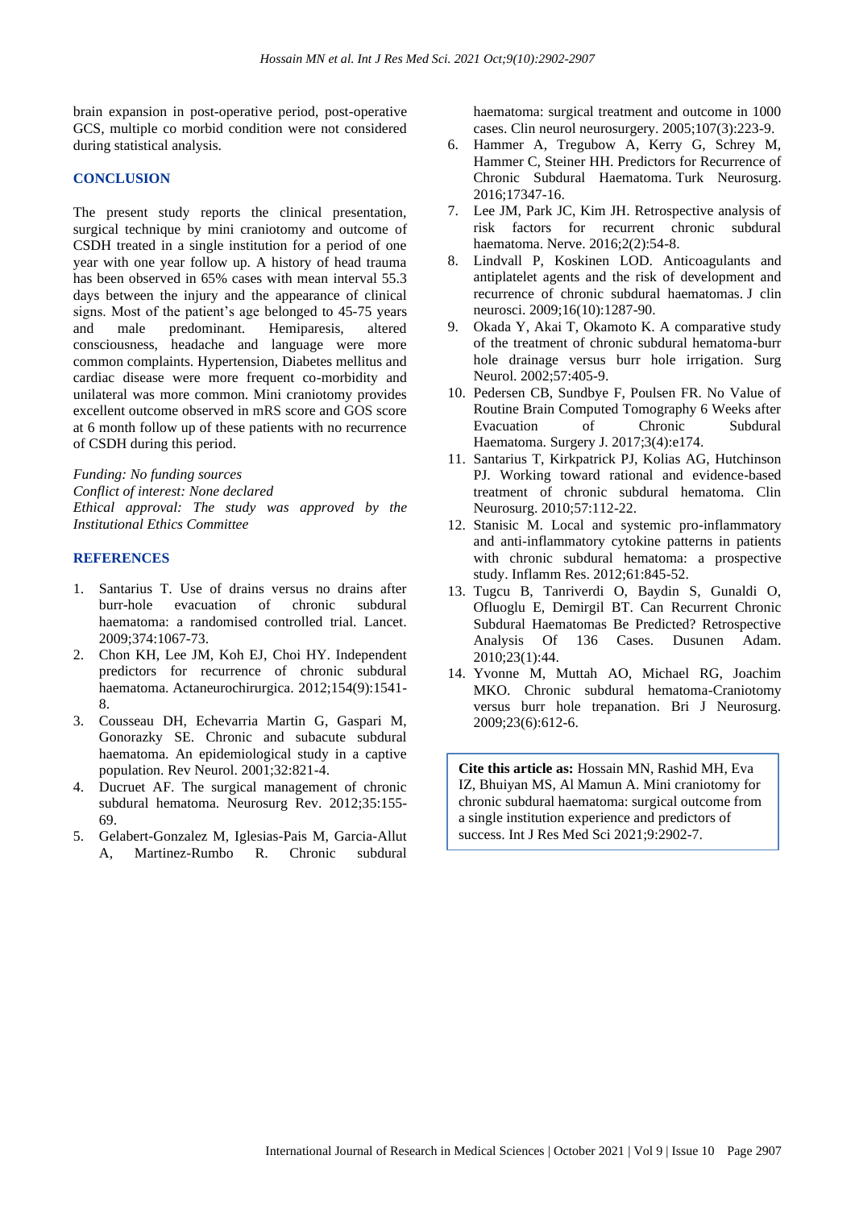brain expansion in post-operative period, post-operative GCS, multiple co morbid condition were not considered during statistical analysis.

## CONCLUSION

The present study reports the clinical presentation, surgical technique by mini craniotomy and outcome of CSDH treated in a single institution for a period of one year with one year follow up. A history of head trauma has been observed in 65% cases with mean interval 55.3 days between the injury and the appearance of clinical signs. Most of the patient's age belonged to 45-75 years and male predominant. Hemiparesis, altered consciousness, headache and language were more common complaints. Hypertension, Diabetes mellitus and cardiac disease were more frequent co-morbidity and unilateral was more common. Mini craniotomy provides excellent outcome observed in mRS score and GOS score at 6 month follow up of these patients with no recurrence of CSDH during this period.

*Funding: No funding sources*
*Conflict of interest: None declared*
*Ethical approval: The study was approved by the Institutional Ethics Committee*

## REFERENCES

1. Santarius T. Use of drains versus no drains after burr-hole evacuation of chronic subdural haematoma: a randomised controlled trial. Lancet. 2009;374:1067-73.
2. Chon KH, Lee JM, Koh EJ, Choi HY. Independent predictors for recurrence of chronic subdural haematoma. Actaneurochirurgica. 2012;154(9):1541-8.
3. Cousseau DH, Echevarria Martin G, Gaspari M, Gonorazky SE. Chronic and subacute subdural haematoma. An epidemiological study in a captive population. Rev Neurol. 2001;32:821-4.
4. Ducruet AF. The surgical management of chronic subdural hematoma. Neurosurg Rev. 2012;35:155-69.
5. Gelabert-Gonzalez M, Iglesias-Pais M, Garcia-Allut A, Martinez-Rumbo R. Chronic subdural haematoma: surgical treatment and outcome in 1000 cases. Clin neurol neurosurgery. 2005;107(3):223-9.
6. Hammer A, Tregubow A, Kerry G, Schrey M, Hammer C, Steiner HH. Predictors for Recurrence of Chronic Subdural Haematoma. Turk Neurosurg. 2016;17347-16.
7. Lee JM, Park JC, Kim JH. Retrospective analysis of risk factors for recurrent chronic subdural haematoma. Nerve. 2016;2(2):54-8.
8. Lindvall P, Koskinen LOD. Anticoagulants and antiplatelet agents and the risk of development and recurrence of chronic subdural haematomas. J clin neurosci. 2009;16(10):1287-90.
9. Okada Y, Akai T, Okamoto K. A comparative study of the treatment of chronic subdural hematoma-burr hole drainage versus burr hole irrigation. Surg Neurol. 2002;57:405-9.
10. Pedersen CB, Sundbye F, Poulsen FR. No Value of Routine Brain Computed Tomography 6 Weeks after Evacuation of Chronic Subdural Haematoma. Surgery J. 2017;3(4):e174.
11. Santarius T, Kirkpatrick PJ, Kolias AG, Hutchinson PJ. Working toward rational and evidence-based treatment of chronic subdural hematoma. Clin Neurosurg. 2010;57:112-22.
12. Stanisic M. Local and systemic pro-inflammatory and anti-inflammatory cytokine patterns in patients with chronic subdural hematoma: a prospective study. Inflamm Res. 2012;61:845-52.
13. Tugcu B, Tanriverdi O, Baydin S, Gunaldi O, Ofluoglu E, Demirgil BT. Can Recurrent Chronic Subdural Haematomas Be Predicted? Retrospective Analysis Of 136 Cases. Dusunen Adam. 2010;23(1):44.
14. Yvonne M, Muttah AO, Michael RG, Joachim MKO. Chronic subdural hematoma-Craniotomy versus burr hole trepanation. Bri J Neurosurg. 2009;23(6):612-6.

**Cite this article as:** Hossain MN, Rashid MH, Eva IZ, Bhuiyan MS, Al Mamun A. Mini craniotomy for chronic subdural haematoma: surgical outcome from a single institution experience and predictors of success. Int J Res Med Sci 2021;9:2902-7.